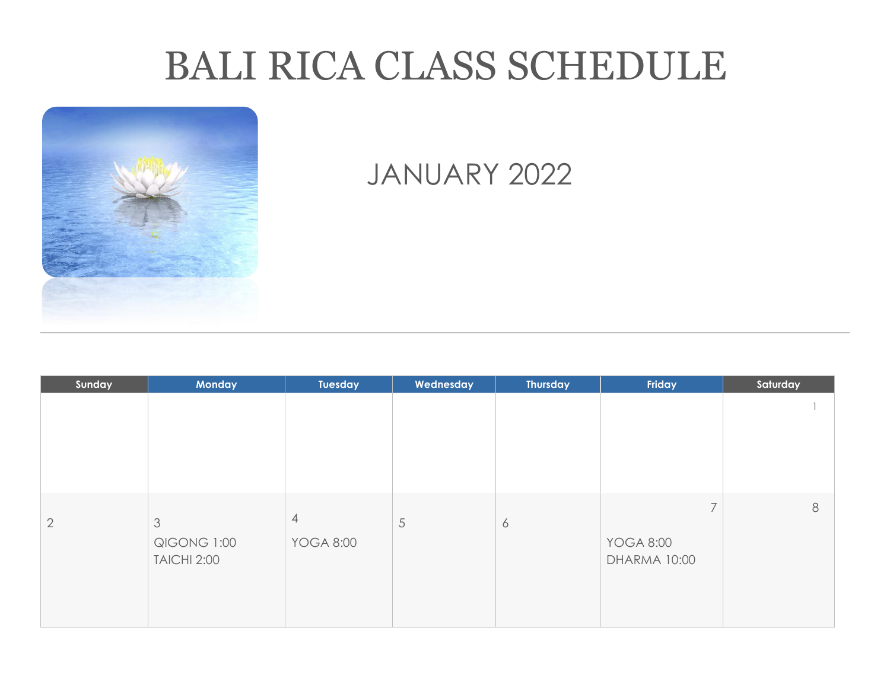# BALI RICA CLASS SCHEDULE

## JANUARY 2022

| Sunday | Monday | Tuesday | Wednesday | Thursday | Friday | Saturday |
|---|---|---|---|---|---|---|
| | | | | | | 1 |
| 2 | 3<br>QIGONG 1:00<br>TAICHI 2:00 | 4<br>YOGA 8:00 | 5 | 6 | 7<br>YOGA 8:00<br>DHARMA 10:00 | 8 |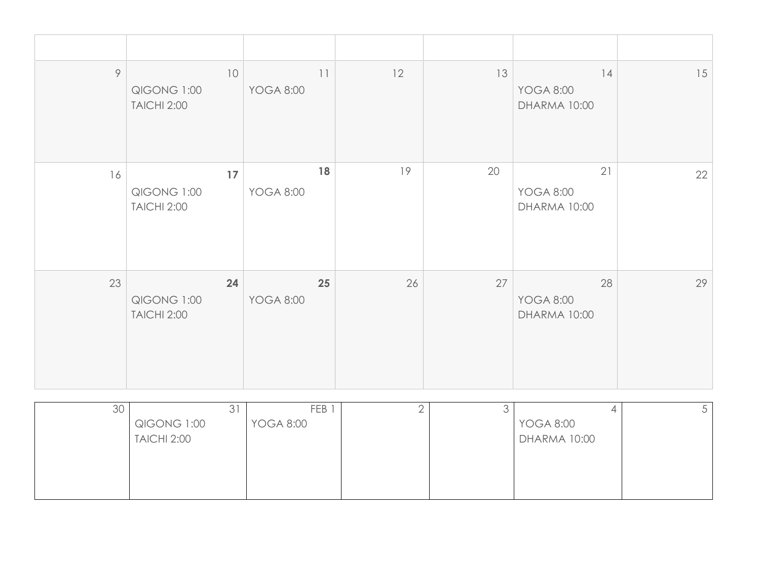| | | | | | | |
|---|---|---|---|---|---|---|
| 9 | 10<br>QIGONG 1:00<br>TAICHI 2:00 | 11<br>YOGA 8:00 | 12 | 13 | 14<br>YOGA 8:00<br>DHARMA 10:00 | 15 |
| 16 | **17**<br>QIGONG 1:00<br>TAICHI 2:00 | **18**<br>YOGA 8:00 | 19 | 20 | 21<br>YOGA 8:00<br>DHARMA 10:00 | 22 |
| 23 | **24**<br>QIGONG 1:00<br>TAICHI 2:00 | **25**<br>YOGA 8:00 | 26 | 27 | 28<br>YOGA 8:00<br>DHARMA 10:00 | 29 |
| 30 | 31<br>QIGONG 1:00<br>TAICHI 2:00 | FEB 1<br>YOGA 8:00 | 2 | 3 | 4<br>YOGA 8:00<br>DHARMA 10:00 | 5 |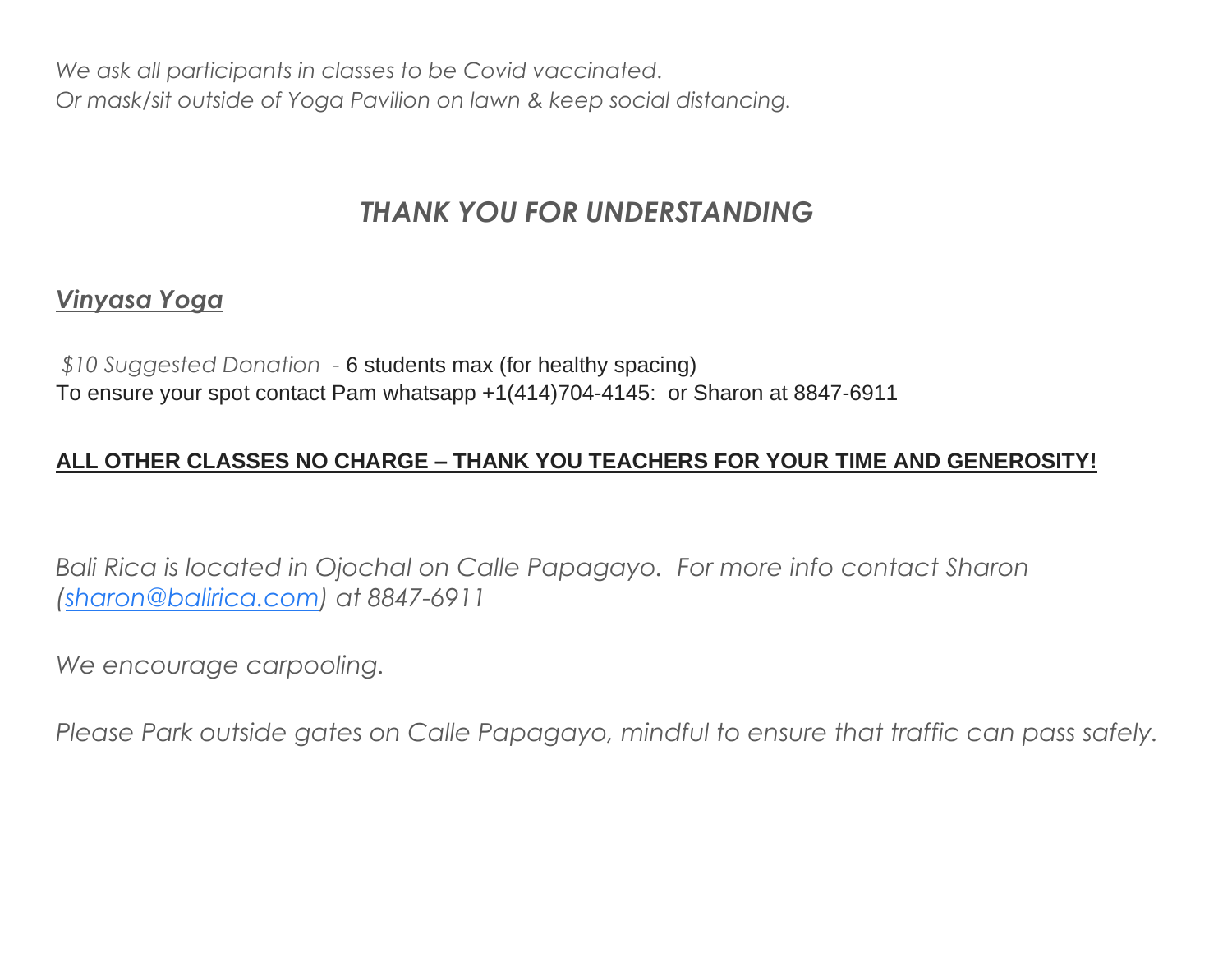*We ask all participants in classes to be Covid vaccinated.*
*Or mask/sit outside of Yoga Pavilion on lawn & keep social distancing.*

## *THANK YOU FOR UNDERSTANDING*

### ***Vinyasa Yoga***

*$10 Suggested Donation -* 6 students max (for healthy spacing)
To ensure your spot contact Pam whatsapp +1(414)704-4145: or Sharon at 8847-6911

**ALL OTHER CLASSES NO CHARGE – THANK YOU TEACHERS FOR YOUR TIME AND GENEROSITY!**

*Bali Rica is located in Ojochal on Calle Papagayo. For more info contact Sharon (sharon@balirica.com) at 8847-6911*

*We encourage carpooling.*

*Please Park outside gates on Calle Papagayo, mindful to ensure that traffic can pass safely.*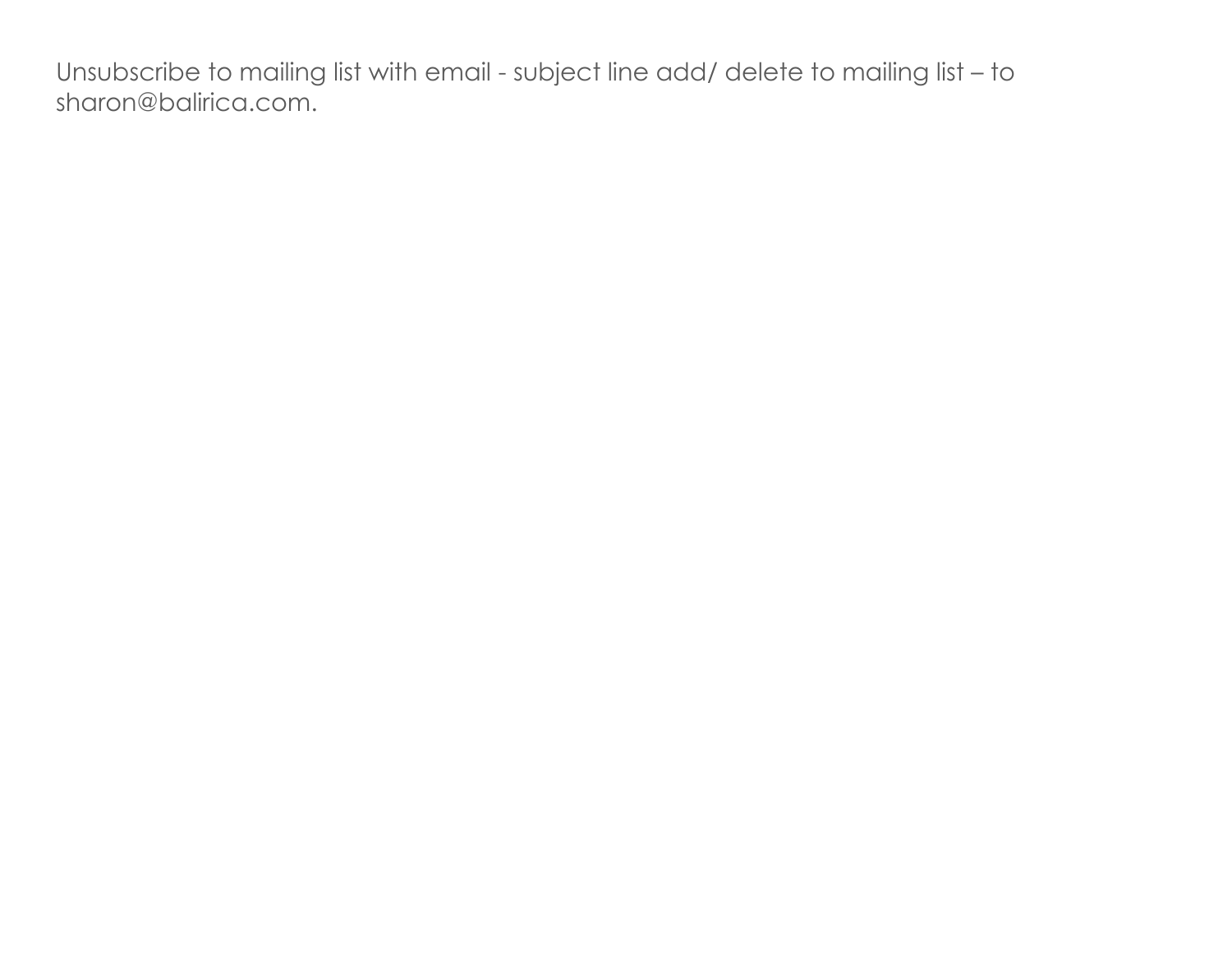Unsubscribe to mailing list with email - subject line add/ delete to mailing list – to sharon@balirica.com.